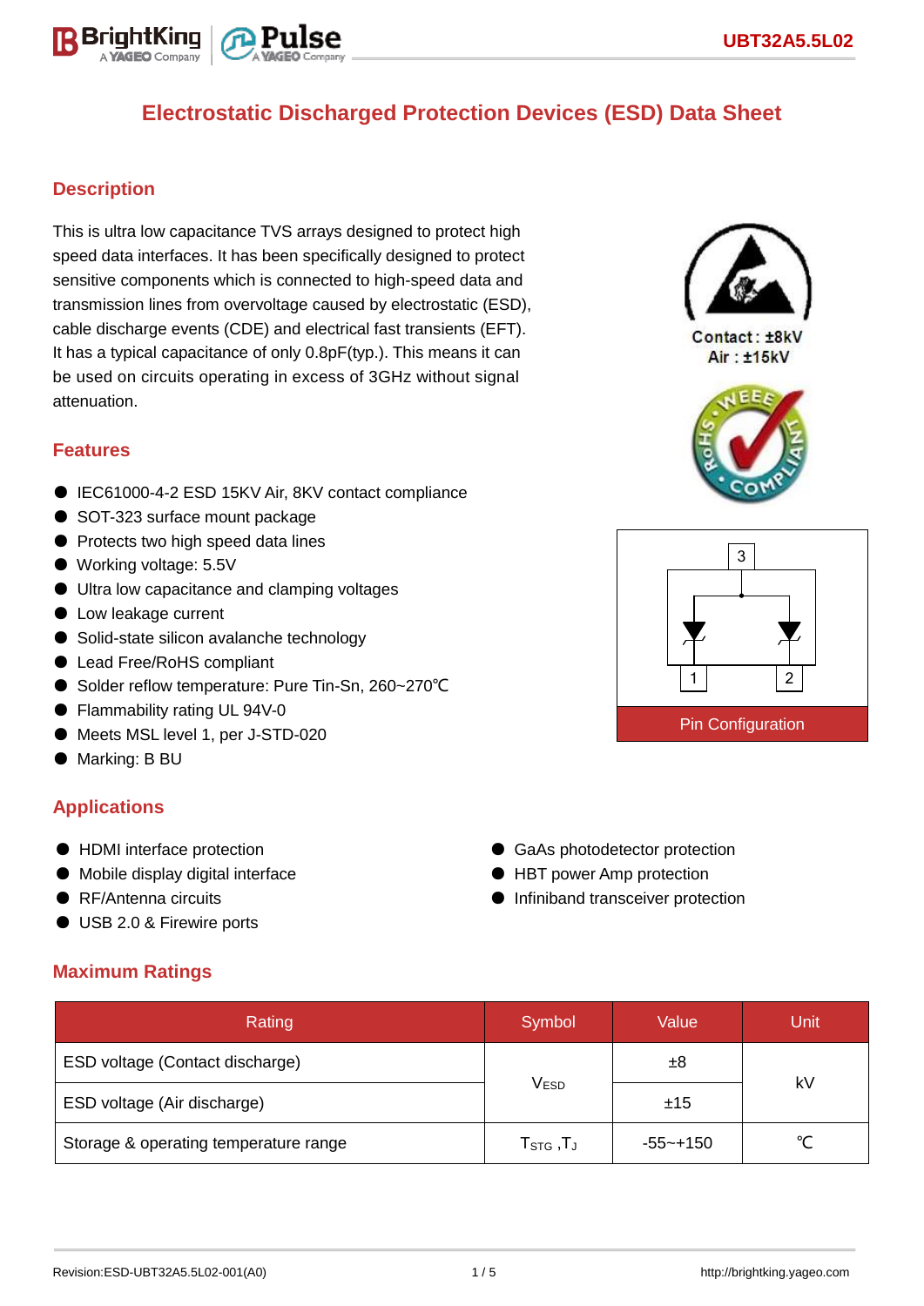# Electrostatic Discharged Protection Devices (ESD) Data Sheet

## Description

This is ultra low capacitance TVS arrays designed to protect high speed data interfaces. It has been specifically designed to protect sensitive components which is connected to high-speed data and transmission lines from overvoltage caused by electrostatic (ESD), cable discharge events (CDE) and electrical fast transients (EFT). It has a typical capacitance of only 0.8pF(typ.). This means it can be used on circuits operating in excess of 3GHz without signal attenuation.

Contact : ±8kV
Air : ±15kV

## Features

- IEC61000-4-2 ESD 15KV Air, 8KV contact compliance
- SOT-323 surface mount package
- Protects two high speed data lines
- Working voltage: 5.5V
- Ultra low capacitance and clamping voltages
- Low leakage current
- Solid-state silicon avalanche technology
- Lead Free/RoHS compliant
- Solder reflow temperature: Pure Tin-Sn, 260~270℃
- Flammability rating UL 94V-0
- Meets MSL level 1, per J-STD-020
- Marking: B BU

Pin Configuration

## Applications

- HDMI interface protection
- Mobile display digital interface
- RF/Antenna circuits
- USB 2.0 & Firewire ports
- GaAs photodetector protection
- HBT power Amp protection
- Infiniband transceiver protection

## Maximum Ratings

| Rating | Symbol | Value | Unit |
|---|---|---|---|
| ESD voltage (Contact discharge) | $V_{ESD}$ | ±8 | kV |
| ESD voltage (Air discharge) | | ±15 | |
| Storage & operating temperature range | $T_{STG}$ ,$T_J$ | -55~+150 | ℃ |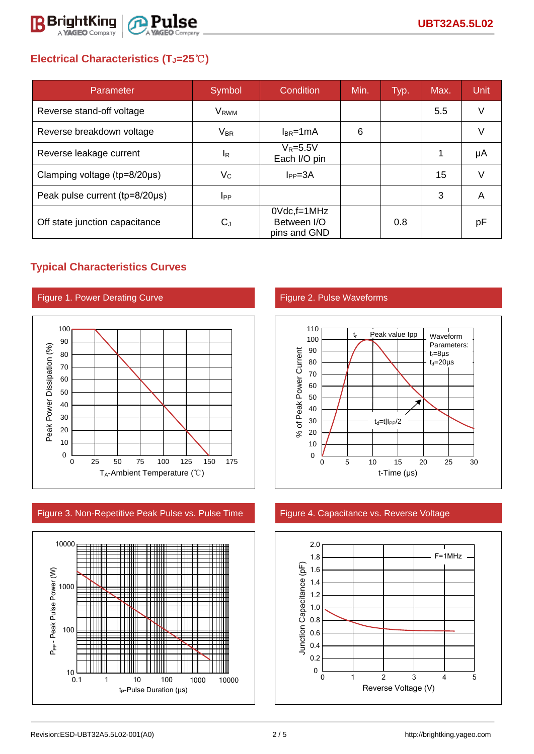## Electrical Characteristics ($T_J$=25℃)

| Parameter | Symbol | Condition | Min. | Typ. | Max. | Unit |
|---|---|---|---|---|---|---|
| Reverse stand-off voltage | $V_{RWM}$ | | | | 5.5 | V |
| Reverse breakdown voltage | $V_{BR}$ | $I_{BR}$=1mA | 6 | | | V |
| Reverse leakage current | $I_R$ | $V_R$=5.5V Each I/O pin | | | 1 | μA |
| Clamping voltage (tp=8/20μs) | $V_C$ | $I_{PP}$=3A | | | 15 | V |
| Peak pulse current (tp=8/20μs) | $I_{PP}$ | | | | 3 | A |
| Off state junction capacitance | $C_J$ | 0Vdc,f=1MHz Between I/O pins and GND | | 0.8 | | pF |

## Typical Characteristics Curves

Figure 1. Power Derating Curve

Figure 2. Pulse Waveforms

Figure 3. Non-Repetitive Peak Pulse vs. Pulse Time

Figure 4. Capacitance vs. Reverse Voltage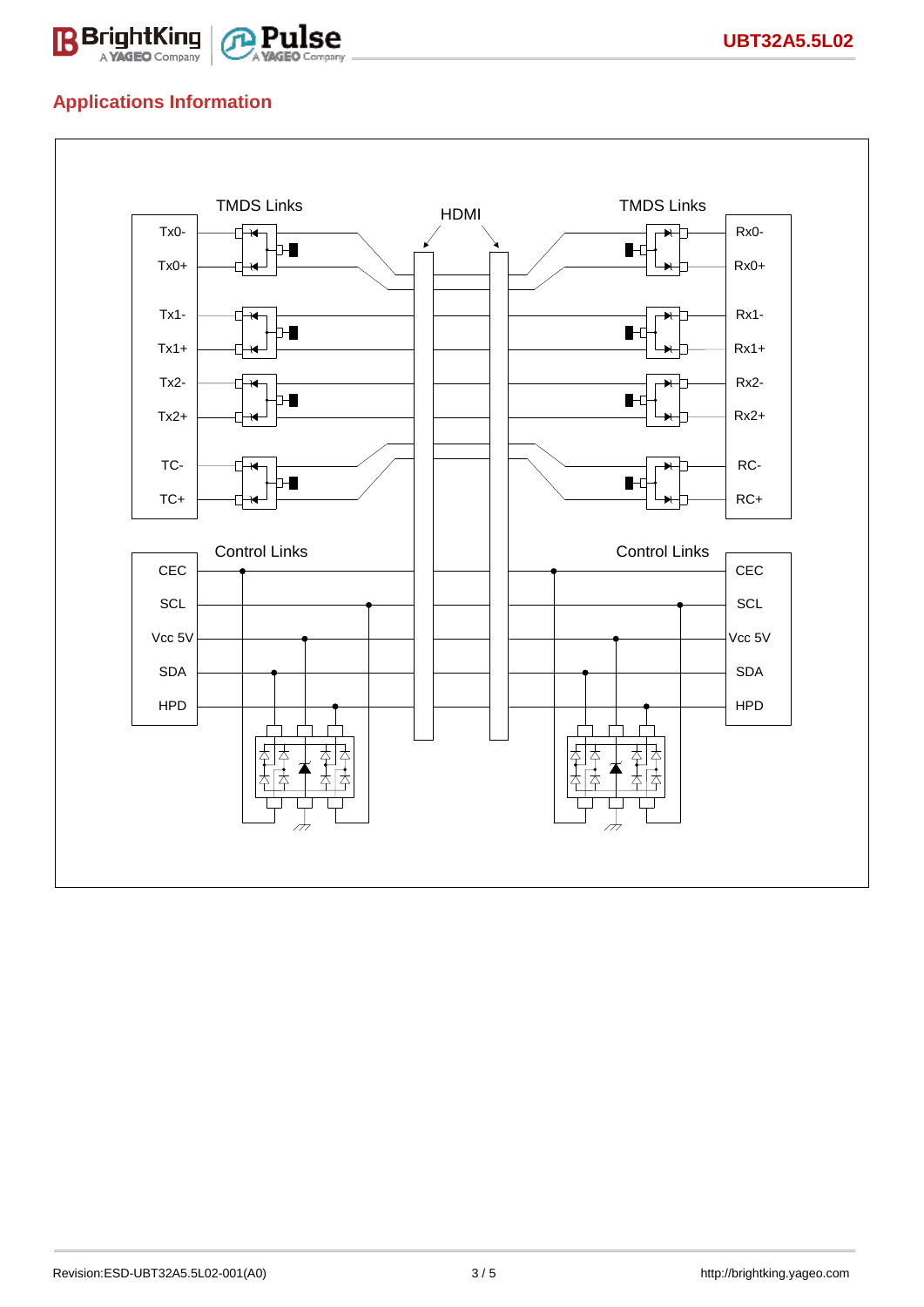## Applications Information

TMDS Links

HDMI

TMDS Links

Tx0-

Tx0+

Tx1-

Tx1+

Tx2-

Tx2+

TC-

TC+

Rx0-

Rx0+

Rx1-

Rx1+

Rx2-

Rx2+

RC-

RC+

Control Links

Control Links

CEC

SCL

Vcc 5V

SDA

HPD

CEC

SCL

Vcc 5V

SDA

HPD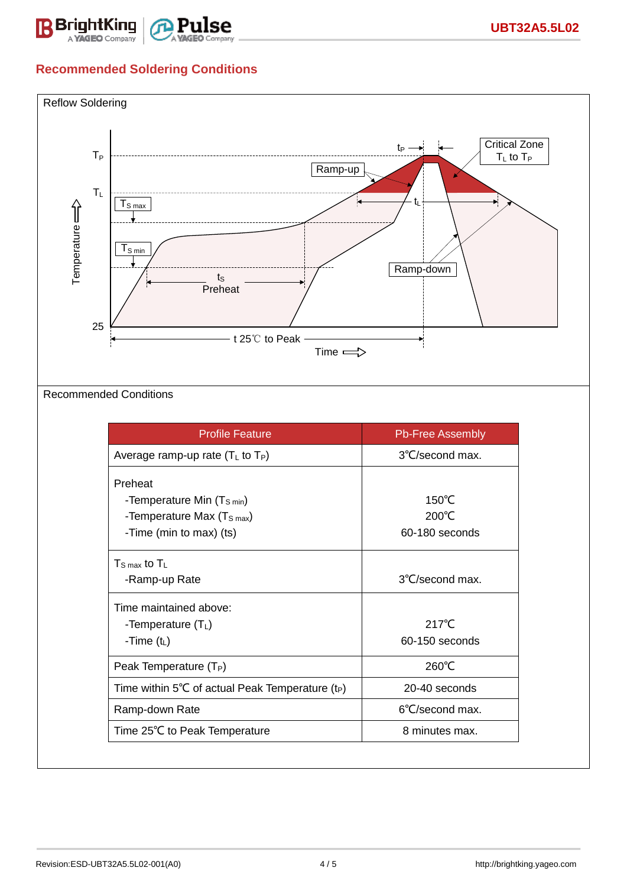## Recommended Soldering Conditions

Reflow Soldering

Recommended Conditions

| Profile Feature | Pb-Free Assembly |
|---|---|
| Average ramp-up rate ($T_L$ to $T_P$) | 3℃/second max. |
| Preheat<br>-Temperature Min ($T_{S\ min}$)<br>-Temperature Max ($T_{S\ max}$)<br>-Time (min to max) (ts) | 150℃<br>200℃<br>60-180 seconds |
| $T_{S\ max}$ to $T_L$<br>-Ramp-up Rate | 3℃/second max. |
| Time maintained above:<br>-Temperature ($T_L$)<br>-Time ($t_L$) | 217℃<br>60-150 seconds |
| Peak Temperature ($T_P$) | 260℃ |
| Time within 5℃ of actual Peak Temperature ($t_P$) | 20-40 seconds |
| Ramp-down Rate | 6℃/second max. |
| Time 25℃ to Peak Temperature | 8 minutes max. |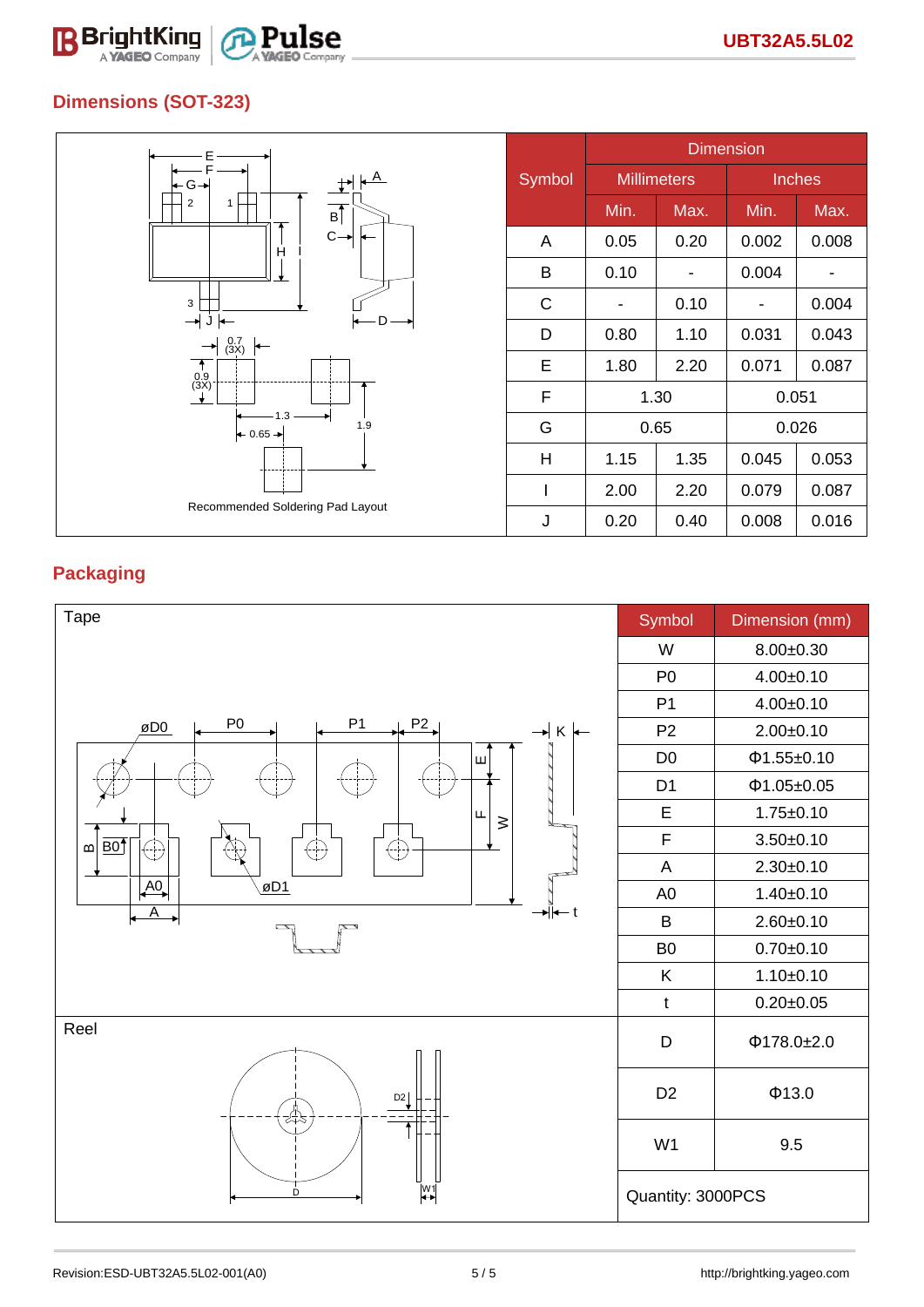## Dimensions (SOT-323)

E
F
G
2
1
A
B
C
H
I
3
J
D
0.7 (3X)
0.9 (3X)
1.3
1.9
0.65

Recommended Soldering Pad Layout

| Symbol | Dimension | | | |
|---|---|---|---|---|
| | Millimeters | | Inches | |
| | Min. | Max. | Min. | Max. |
| A | 0.05 | 0.20 | 0.002 | 0.008 |
| B | 0.10 | - | 0.004 | - |
| C | - | 0.10 | - | 0.004 |
| D | 0.80 | 1.10 | 0.031 | 0.043 |
| E | 1.80 | 2.20 | 0.071 | 0.087 |
| F | 1.30 | | 0.051 | |
| G | 0.65 | | 0.026 | |
| H | 1.15 | 1.35 | 0.045 | 0.053 |
| I | 2.00 | 2.20 | 0.079 | 0.087 |
| J | 0.20 | 0.40 | 0.008 | 0.016 |

## Packaging

Tape

øD0
P0
P1
P2
K
E
F
W
B
B0
A0
øD1
A
t

| Symbol | Dimension (mm) |
|---|---|
| W | 8.00±0.30 |
| P0 | 4.00±0.10 |
| P1 | 4.00±0.10 |
| P2 | 2.00±0.10 |
| D0 | Φ1.55±0.10 |
| D1 | Φ1.05±0.05 |
| E | 1.75±0.10 |
| F | 3.50±0.10 |
| A | 2.30±0.10 |
| A0 | 1.40±0.10 |
| B | 2.60±0.10 |
| B0 | 0.70±0.10 |
| K | 1.10±0.10 |
| t | 0.20±0.05 |

Reel

D2
D
W1

| Symbol | Dimension (mm) |
|---|---|
| D | Φ178.0±2.0 |
| D2 | Φ13.0 |
| W1 | 9.5 |

Quantity: 3000PCS